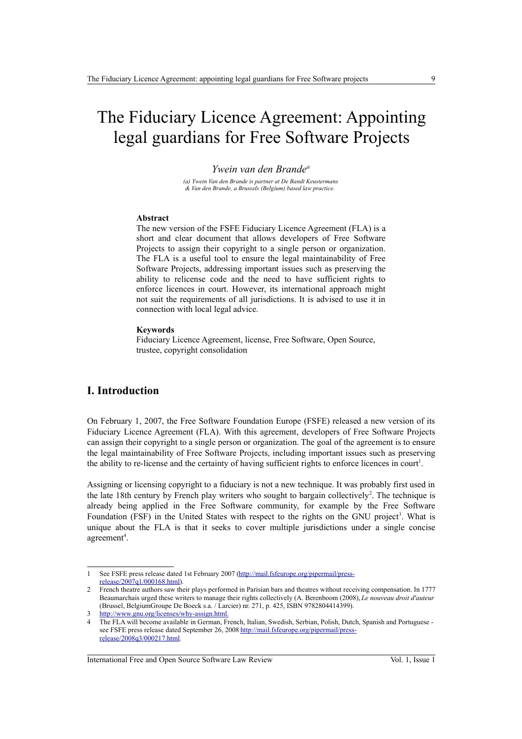# The Fiduciary Licence Agreement: Appointing legal guardians for Free Software Projects

*Ywein van den Brande*[a]

*(a) Ywein Van den Brande is partner at De Bandt Keustermans & Van den Brande, a Brussels (Belgium) based law practice.*

**Abstract**

The new version of the FSFE Fiduciary Licence Agreement (FLA) is a short and clear document that allows developers of Free Software Projects to assign their copyright to a single person or organization. The FLA is a useful tool to ensure the legal maintainability of Free Software Projects, addressing important issues such as preserving the ability to relicense code and the need to have sufficient rights to enforce licences in court. However, its international approach might not suit the requirements of all jurisdictions. It is advised to use it in connection with local legal advice.

**Keywords**

Fiduciary Licence Agreement, license, Free Software, Open Source, trustee, copyright consolidation

## I. Introduction

On February 1, 2007, the Free Software Foundation Europe (FSFE) released a new version of its Fiduciary Licence Agreement (FLA). With this agreement, developers of Free Software Projects can assign their copyright to a single person or organization. The goal of the agreement is to ensure the legal maintainability of Free Software Projects, including important issues such as preserving the ability to re-license and the certainty of having sufficient rights to enforce licences in court[1].

Assigning or licensing copyright to a fiduciary is not a new technique. It was probably first used in the late 18th century by French play writers who sought to bargain collectively[2]. The technique is already being applied in the Free Software community, for example by the Free Software Foundation (FSF) in the United States with respect to the rights on the GNU project[3]. What is unique about the FLA is that it seeks to cover multiple jurisdictions under a single concise agreement[4].

---

1 See FSFE press release dated 1st February 2007 (http://mail.fsfeurope.org/pipermail/press-release/2007q1/000168.html).

2 French theatre authors saw their plays performed in Parisian bars and theatres without receiving compensation. In 1777 Beaumarchais urged these writers to manage their rights collectively (A. Berenboom (2008), *Le nouveau droit d'auteur* (Brussel, BelgiumGroupe De Boeck s.a. / Larcier) nr. 271, p. 425, ISBN 9782804414399).

3 http://www.gnu.org/licenses/why-assign.html.

4 The FLA will become available in German, French, Italian, Swedish, Serbian, Polish, Dutch, Spanish and Portuguese - see FSFE press release dated September 26, 2008 http://mail.fsfeurope.org/pipermail/press-release/2008q3/000217.html.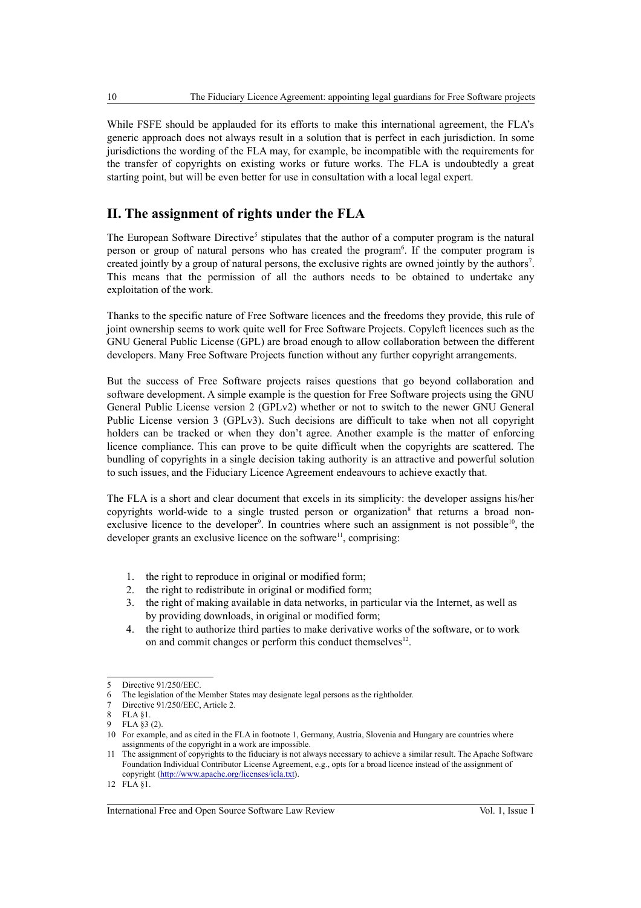While FSFE should be applauded for its efforts to make this international agreement, the FLA's generic approach does not always result in a solution that is perfect in each jurisdiction. In some jurisdictions the wording of the FLA may, for example, be incompatible with the requirements for the transfer of copyrights on existing works or future works. The FLA is undoubtedly a great starting point, but will be even better for use in consultation with a local legal expert.

## II. The assignment of rights under the FLA

The European Software Directive[5] stipulates that the author of a computer program is the natural person or group of natural persons who has created the program[6]. If the computer program is created jointly by a group of natural persons, the exclusive rights are owned jointly by the authors[7]. This means that the permission of all the authors needs to be obtained to undertake any exploitation of the work.

Thanks to the specific nature of Free Software licences and the freedoms they provide, this rule of joint ownership seems to work quite well for Free Software Projects. Copyleft licences such as the GNU General Public License (GPL) are broad enough to allow collaboration between the different developers. Many Free Software Projects function without any further copyright arrangements.

But the success of Free Software projects raises questions that go beyond collaboration and software development. A simple example is the question for Free Software projects using the GNU General Public License version 2 (GPLv2) whether or not to switch to the newer GNU General Public License version 3 (GPLv3). Such decisions are difficult to take when not all copyright holders can be tracked or when they don't agree. Another example is the matter of enforcing licence compliance. This can prove to be quite difficult when the copyrights are scattered. The bundling of copyrights in a single decision taking authority is an attractive and powerful solution to such issues, and the Fiduciary Licence Agreement endeavours to achieve exactly that.

The FLA is a short and clear document that excels in its simplicity: the developer assigns his/her copyrights world-wide to a single trusted person or organization[8] that returns a broad non-exclusive licence to the developer[9]. In countries where such an assignment is not possible[10], the developer grants an exclusive licence on the software[11], comprising:

1. the right to reproduce in original or modified form;
2. the right to redistribute in original or modified form;
3. the right of making available in data networks, in particular via the Internet, as well as by providing downloads, in original or modified form;
4. the right to authorize third parties to make derivative works of the software, or to work on and commit changes or perform this conduct themselves[12].

---

5 Directive 91/250/EEC.

6 The legislation of the Member States may designate legal persons as the rightholder.

7 Directive 91/250/EEC, Article 2.

8 FLA §1.

9 FLA §3 (2).

10 For example, and as cited in the FLA in footnote 1, Germany, Austria, Slovenia and Hungary are countries where assignments of the copyright in a work are impossible.

11 The assignment of copyrights to the fiduciary is not always necessary to achieve a similar result. The Apache Software Foundation Individual Contributor License Agreement, e.g., opts for a broad licence instead of the assignment of copyright (http://www.apache.org/licenses/icla.txt).

12 FLA §1.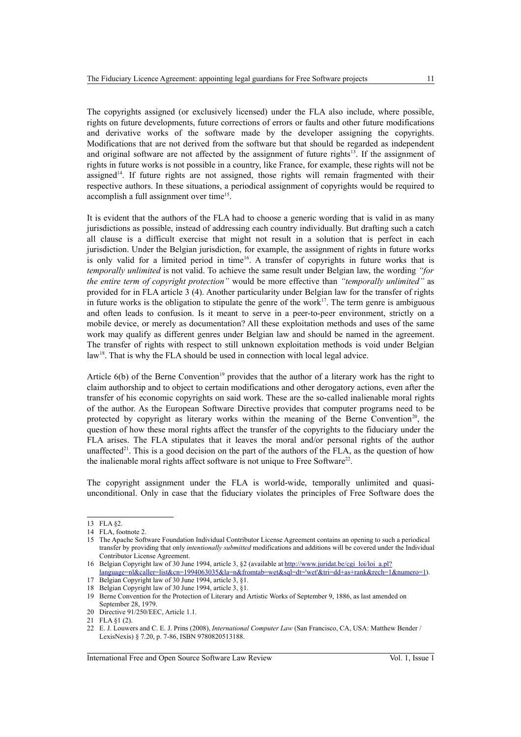The copyrights assigned (or exclusively licensed) under the FLA also include, where possible, rights on future developments, future corrections of errors or faults and other future modifications and derivative works of the software made by the developer assigning the copyrights. Modifications that are not derived from the software but that should be regarded as independent and original software are not affected by the assignment of future rights[13]. If the assignment of rights in future works is not possible in a country, like France, for example, these rights will not be assigned[14]. If future rights are not assigned, those rights will remain fragmented with their respective authors. In these situations, a periodical assignment of copyrights would be required to accomplish a full assignment over time[15].

It is evident that the authors of the FLA had to choose a generic wording that is valid in as many jurisdictions as possible, instead of addressing each country individually. But drafting such a catch all clause is a difficult exercise that might not result in a solution that is perfect in each jurisdiction. Under the Belgian jurisdiction, for example, the assignment of rights in future works is only valid for a limited period in time[16]. A transfer of copyrights in future works that is *temporally unlimited* is not valid. To achieve the same result under Belgian law, the wording *"for the entire term of copyright protection"* would be more effective than *"temporally unlimited"* as provided for in FLA article 3 (4). Another particularity under Belgian law for the transfer of rights in future works is the obligation to stipulate the genre of the work[17]. The term genre is ambiguous and often leads to confusion. Is it meant to serve in a peer-to-peer environment, strictly on a mobile device, or merely as documentation? All these exploitation methods and uses of the same work may qualify as different genres under Belgian law and should be named in the agreement. The transfer of rights with respect to still unknown exploitation methods is void under Belgian law[18]. That is why the FLA should be used in connection with local legal advice.

Article 6(b) of the Berne Convention[19] provides that the author of a literary work has the right to claim authorship and to object to certain modifications and other derogatory actions, even after the transfer of his economic copyrights on said work. These are the so-called inalienable moral rights of the author. As the European Software Directive provides that computer programs need to be protected by copyright as literary works within the meaning of the Berne Convention[20], the question of how these moral rights affect the transfer of the copyrights to the fiduciary under the FLA arises. The FLA stipulates that it leaves the moral and/or personal rights of the author unaffected[21]. This is a good decision on the part of the authors of the FLA, as the question of how the inalienable moral rights affect software is not unique to Free Software[22].

The copyright assignment under the FLA is world-wide, temporally unlimited and quasi-unconditional. Only in case that the fiduciary violates the principles of Free Software does the

---

13 FLA §2.

14 FLA, footnote 2.

15 The Apache Software Foundation Individual Contributor License Agreement contains an opening to such a periodical transfer by providing that only *intentionally submitted* modifications and additions will be covered under the Individual Contributor License Agreement.

16 Belgian Copyright law of 30 June 1994, article 3, §2 (available at http://www.juridat.be/cgi_loi/loi_a.pl?language=nl&caller=list&cn=1994063035&la=n&fromtab=wet&sql=dt='wet'&tri=dd+as+rank&rech=1&numero=1).

17 Belgian Copyright law of 30 June 1994, article 3, §1.

18 Belgian Copyright law of 30 June 1994, article 3, §1.

19 Berne Convention for the Protection of Literary and Artistic Works of September 9, 1886, as last amended on September 28, 1979.

20 Directive 91/250/EEC, Article 1.1.

21 FLA §1 (2).

22 E. J. Louwers and C. E. J. Prins (2008), *International Computer Law* (San Francisco, CA, USA: Matthew Bender / LexisNexis) § 7.20, p. 7-86, ISBN 9780820513188.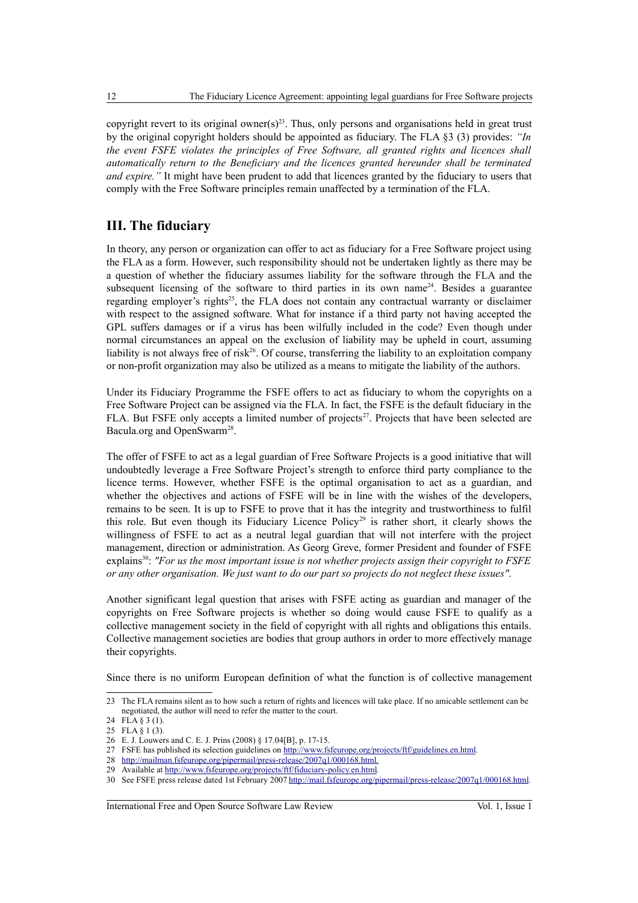copyright revert to its original owner(s)[23]. Thus, only persons and organisations held in great trust by the original copyright holders should be appointed as fiduciary. The FLA §3 (3) provides: *"In the event FSFE violates the principles of Free Software, all granted rights and licences shall automatically return to the Beneficiary and the licences granted hereunder shall be terminated and expire."* It might have been prudent to add that licences granted by the fiduciary to users that comply with the Free Software principles remain unaffected by a termination of the FLA.

## III. The fiduciary

In theory, any person or organization can offer to act as fiduciary for a Free Software project using the FLA as a form. However, such responsibility should not be undertaken lightly as there may be a question of whether the fiduciary assumes liability for the software through the FLA and the subsequent licensing of the software to third parties in its own name[24]. Besides a guarantee regarding employer's rights[25], the FLA does not contain any contractual warranty or disclaimer with respect to the assigned software. What for instance if a third party not having accepted the GPL suffers damages or if a virus has been wilfully included in the code? Even though under normal circumstances an appeal on the exclusion of liability may be upheld in court, assuming liability is not always free of risk[26]. Of course, transferring the liability to an exploitation company or non-profit organization may also be utilized as a means to mitigate the liability of the authors.

Under its Fiduciary Programme the FSFE offers to act as fiduciary to whom the copyrights on a Free Software Project can be assigned via the FLA. In fact, the FSFE is the default fiduciary in the FLA. But FSFE only accepts a limited number of projects[27]. Projects that have been selected are Bacula.org and OpenSwarm[28].

The offer of FSFE to act as a legal guardian of Free Software Projects is a good initiative that will undoubtedly leverage a Free Software Project's strength to enforce third party compliance to the licence terms. However, whether FSFE is the optimal organisation to act as a guardian, and whether the objectives and actions of FSFE will be in line with the wishes of the developers, remains to be seen. It is up to FSFE to prove that it has the integrity and trustworthiness to fulfil this role. But even though its Fiduciary Licence Policy[29] is rather short, it clearly shows the willingness of FSFE to act as a neutral legal guardian that will not interfere with the project management, direction or administration. As Georg Greve, former President and founder of FSFE explains[30]: *"For us the most important issue is not whether projects assign their copyright to FSFE or any other organisation. We just want to do our part so projects do not neglect these issues".*

Another significant legal question that arises with FSFE acting as guardian and manager of the copyrights on Free Software projects is whether so doing would cause FSFE to qualify as a collective management society in the field of copyright with all rights and obligations this entails. Collective management societies are bodies that group authors in order to more effectively manage their copyrights.

Since there is no uniform European definition of what the function is of collective management

---

23 The FLA remains silent as to how such a return of rights and licences will take place. If no amicable settlement can be negotiated, the author will need to refer the matter to the court.

24 FLA § 3 (1).

25 FLA § 1 (3).

26 E. J. Louwers and C. E. J. Prins (2008) § 17.04[B], p. 17-15.

27 FSFE has published its selection guidelines on http://www.fsfeurope.org/projects/ftf/guidelines.en.html.

28 http://mailman.fsfeurope.org/pipermail/press-release/2007q1/000168.html.

29 Available at http://www.fsfeurope.org/projects/ftf/fiduciary-policy.en.html.

30 See FSFE press release dated 1st February 2007 http://mail.fsfeurope.org/pipermail/press-release/2007q1/000168.html.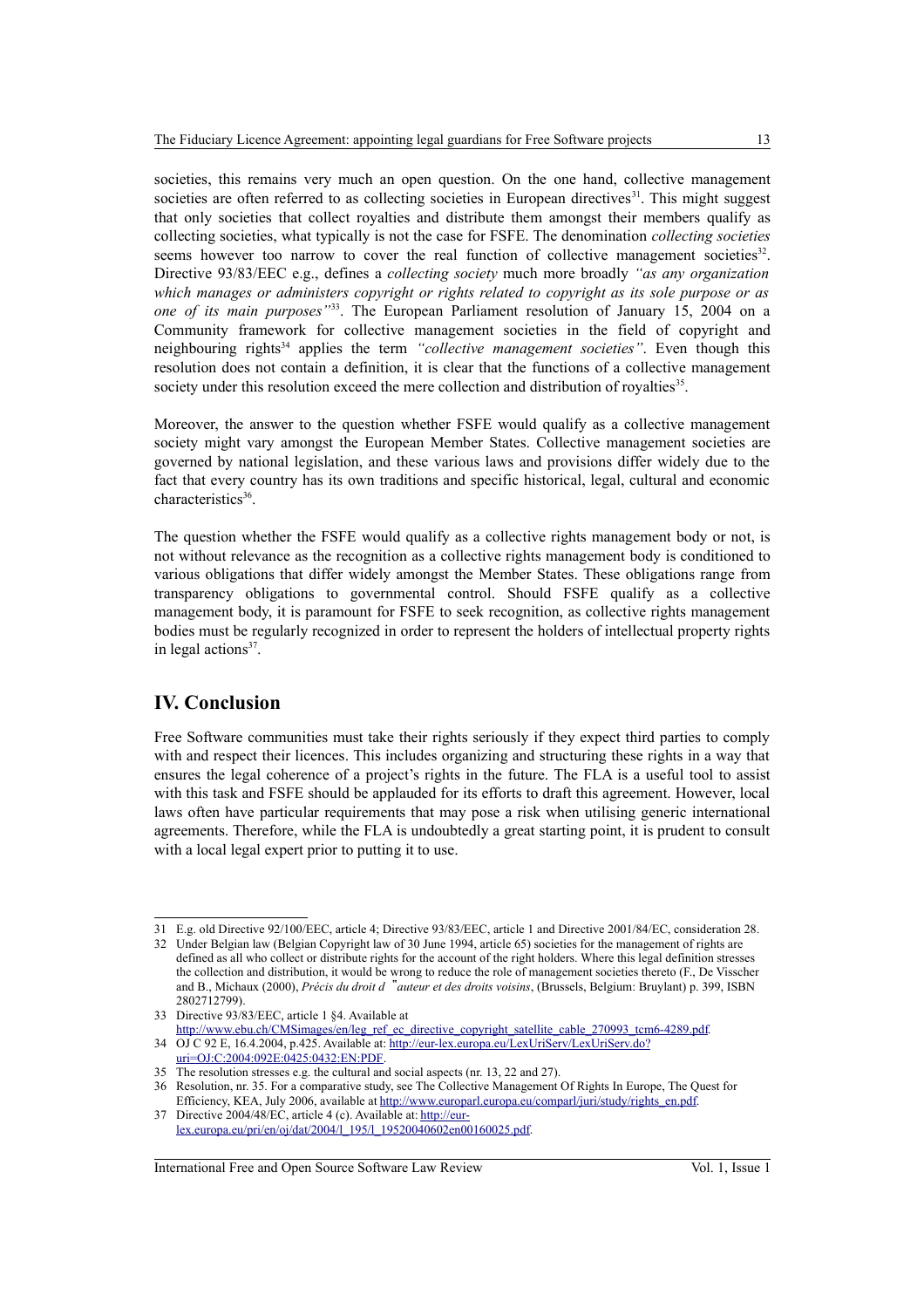societies, this remains very much an open question. On the one hand, collective management societies are often referred to as collecting societies in European directives[31]. This might suggest that only societies that collect royalties and distribute them amongst their members qualify as collecting societies, what typically is not the case for FSFE. The denomination *collecting societies* seems however too narrow to cover the real function of collective management societies[32]. Directive 93/83/EEC e.g., defines a *collecting society* much more broadly *"as any organization which manages or administers copyright or rights related to copyright as its sole purpose or as one of its main purposes"*[33]. The European Parliament resolution of January 15, 2004 on a Community framework for collective management societies in the field of copyright and neighbouring rights[34] applies the term *"collective management societies"*. Even though this resolution does not contain a definition, it is clear that the functions of a collective management society under this resolution exceed the mere collection and distribution of royalties[35].

Moreover, the answer to the question whether FSFE would qualify as a collective management society might vary amongst the European Member States. Collective management societies are governed by national legislation, and these various laws and provisions differ widely due to the fact that every country has its own traditions and specific historical, legal, cultural and economic characteristics[36].

The question whether the FSFE would qualify as a collective rights management body or not, is not without relevance as the recognition as a collective rights management body is conditioned to various obligations that differ widely amongst the Member States. These obligations range from transparency obligations to governmental control. Should FSFE qualify as a collective management body, it is paramount for FSFE to seek recognition, as collective rights management bodies must be regularly recognized in order to represent the holders of intellectual property rights in legal actions[37].

## IV. Conclusion

Free Software communities must take their rights seriously if they expect third parties to comply with and respect their licences. This includes organizing and structuring these rights in a way that ensures the legal coherence of a project's rights in the future. The FLA is a useful tool to assist with this task and FSFE should be applauded for its efforts to draft this agreement. However, local laws often have particular requirements that may pose a risk when utilising generic international agreements. Therefore, while the FLA is undoubtedly a great starting point, it is prudent to consult with a local legal expert prior to putting it to use.

---

31 E.g. old Directive 92/100/EEC, article 4; Directive 93/83/EEC, article 1 and Directive 2001/84/EC, consideration 28.

32 Under Belgian law (Belgian Copyright law of 30 June 1994, article 65) societies for the management of rights are defined as all who collect or distribute rights for the account of the right holders. Where this legal definition stresses the collection and distribution, it would be wrong to reduce the role of management societies thereto (F., De Visscher and B., Michaux (2000), *Précis du droit d"auteur et des droits voisins*, (Brussels, Belgium: Bruylant) p. 399, ISBN 2802712799).

33 Directive 93/83/EEC, article 1 §4. Available at http://www.ebu.ch/CMSimages/en/leg_ref_ec_directive_copyright_satellite_cable_270993_tcm6-4289.pdf.

34 OJ C 92 E, 16.4.2004, p.425. Available at: http://eur-lex.europa.eu/LexUriServ/LexUriServ.do?uri=OJ:C:2004:092E:0425:0432:EN:PDF.

35 The resolution stresses e.g. the cultural and social aspects (nr. 13, 22 and 27).

36 Resolution, nr. 35. For a comparative study, see The Collective Management Of Rights In Europe, The Quest for Efficiency, KEA, July 2006, available at http://www.europarl.europa.eu/comparl/juri/study/rights_en.pdf.

37 Directive 2004/48/EC, article 4 (c). Available at: http://eur-lex.europa.eu/pri/en/oj/dat/2004/l_195/l_19520040602en00160025.pdf.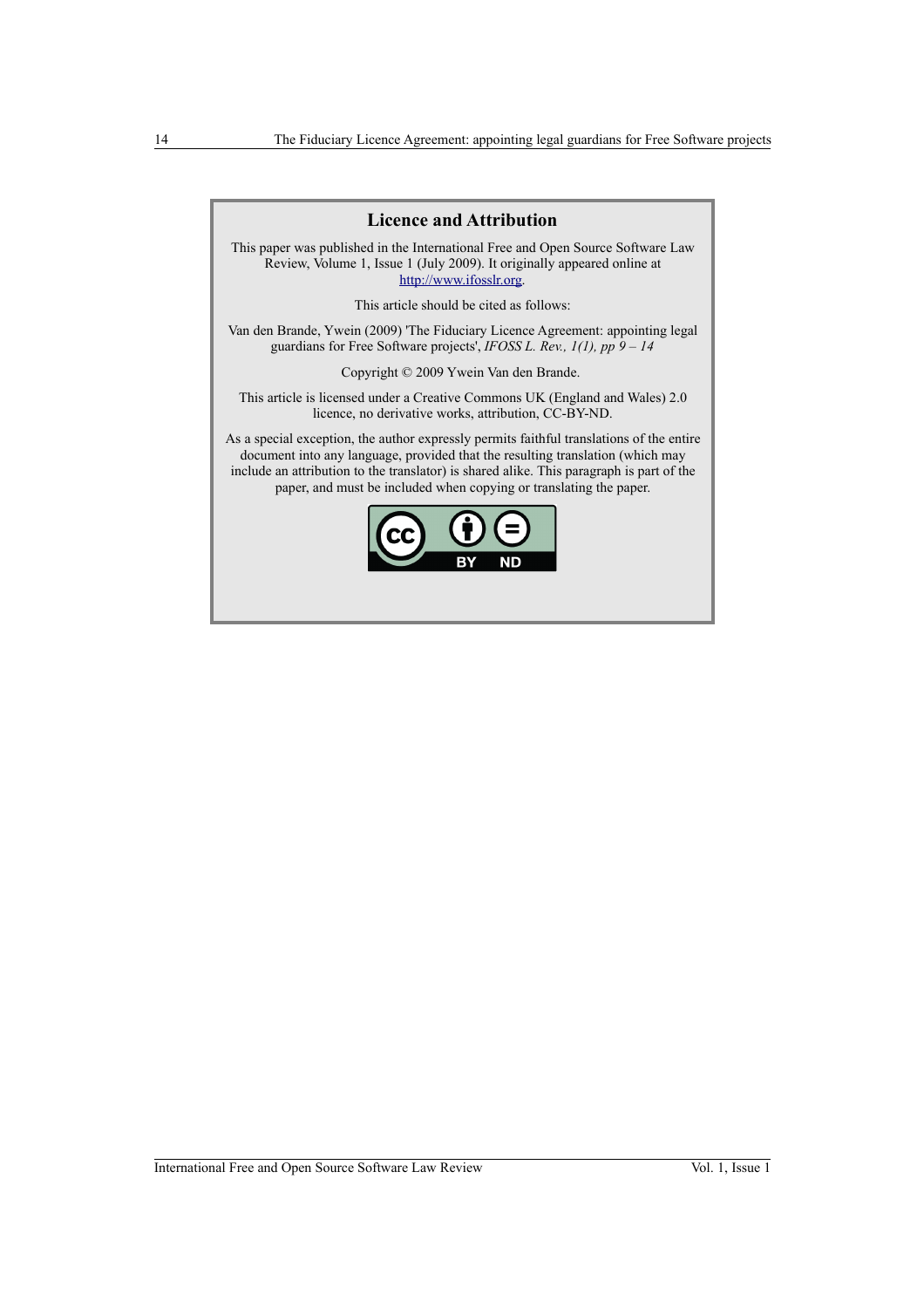## Licence and Attribution

This paper was published in the International Free and Open Source Software Law Review, Volume 1, Issue 1 (July 2009). It originally appeared online at http://www.ifosslr.org.

This article should be cited as follows:

Van den Brande, Ywein (2009) 'The Fiduciary Licence Agreement: appointing legal guardians for Free Software projects', *IFOSS L. Rev., 1(1), pp 9 – 14*

Copyright © 2009 Ywein Van den Brande.

This article is licensed under a Creative Commons UK (England and Wales) 2.0 licence, no derivative works, attribution, CC-BY-ND.

As a special exception, the author expressly permits faithful translations of the entire document into any language, provided that the resulting translation (which may include an attribution to the translator) is shared alike. This paragraph is part of the paper, and must be included when copying or translating the paper.